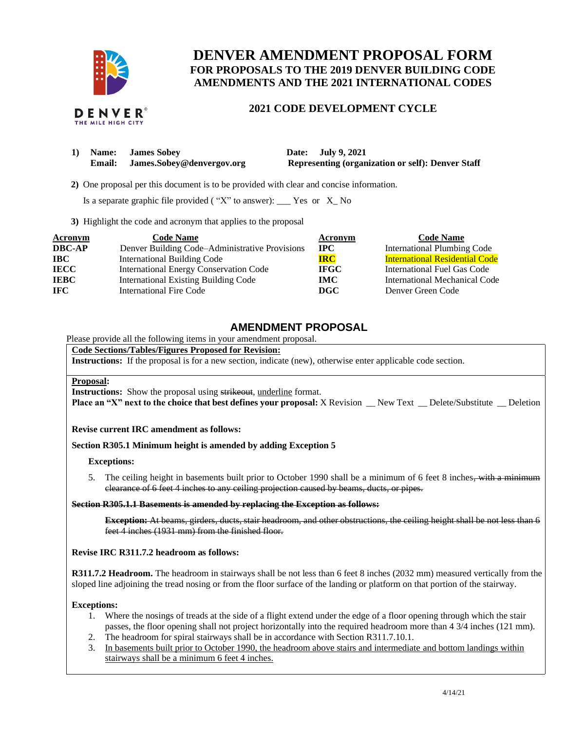DENVER
THE MILE HIGH CITY

# DENVER AMENDMENT PROPOSAL FORM

## FOR PROPOSALS TO THE 2019 DENVER BUILDING CODE AMENDMENTS AND THE 2021 INTERNATIONAL CODES

### 2021 CODE DEVELOPMENT CYCLE

1) **Name: James Sobey** **Date: July 9, 2021**
   **Email: James.Sobey@denvergov.org** **Representing (organization or self): Denver Staff**

2) One proposal per this document is to be provided with clear and concise information.

   Is a separate graphic file provided ( "X" to answer): ___ Yes or X_ No

3) Highlight the code and acronym that applies to the proposal

| Acronym | Code Name | Acronym | Code Name |
|---|---|---|---|
| **DBC-AP** | Denver Building Code–Administrative Provisions | **IPC** | International Plumbing Code |
| **IBC** | International Building Code | **IRC** | International Residential Code |
| **IECC** | International Energy Conservation Code | **IFGC** | International Fuel Gas Code |
| **IEBC** | International Existing Building Code | **IMC** | International Mechanical Code |
| **IFC** | International Fire Code | **DGC** | Denver Green Code |

## AMENDMENT PROPOSAL

Please provide all the following items in your amendment proposal.

**Code Sections/Tables/Figures Proposed for Revision:**
**Instructions:** If the proposal is for a new section, indicate (new), otherwise enter applicable code section.

**Proposal:**
**Instructions:** Show the proposal using ~~strikeout~~, <u>underline</u> format.
**Place an "X" next to the choice that best defines your proposal:** X Revision __ New Text __ Delete/Substitute __ Deletion

**Revise current IRC amendment as follows:**

**Section R305.1 Minimum height is amended by adding Exception 5**

**Exceptions:**

5. The ceiling height in basements built prior to October 1990 shall be a minimum of 6 feet 8 inches~~, with a minimum clearance of 6 feet 4 inches to any ceiling projection caused by beams, ducts, or pipes.~~

~~**Section R305.1.1 Basements is amended by replacing the Exception as follows:**~~

~~**Exception:** At beams, girders, ducts, stair headroom, and other obstructions, the ceiling height shall be not less than 6 feet 4 inches (1931 mm) from the finished floor.~~

**Revise IRC R311.7.2 headroom as follows:**

**R311.7.2 Headroom.** The headroom in stairways shall be not less than 6 feet 8 inches (2032 mm) measured vertically from the sloped line adjoining the tread nosing or from the floor surface of the landing or platform on that portion of the stairway.

**Exceptions:**

1. Where the nosings of treads at the side of a flight extend under the edge of a floor opening through which the stair passes, the floor opening shall not project horizontally into the required headroom more than 4 3/4 inches (121 mm).
2. The headroom for spiral stairways shall be in accordance with Section R311.7.10.1.
3. <u>In basements built prior to October 1990, the headroom above stairs and intermediate and bottom landings within stairways shall be a minimum 6 feet 4 inches.</u>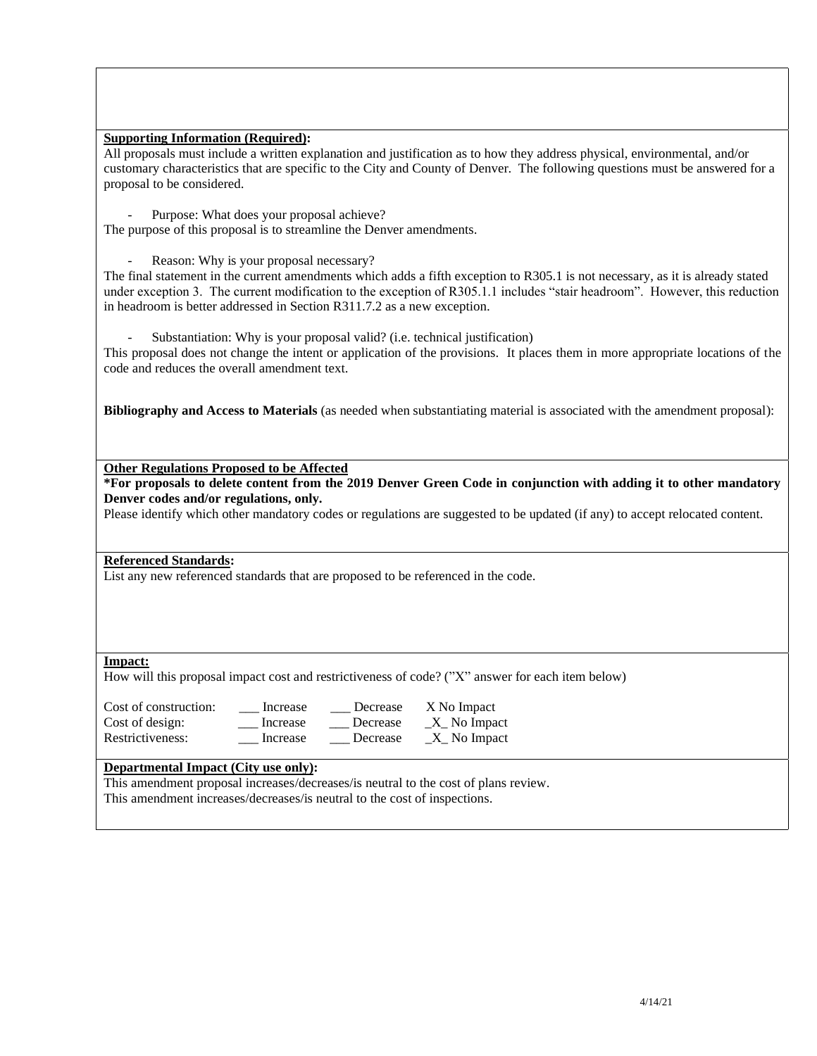**Supporting Information (Required):**

All proposals must include a written explanation and justification as to how they address physical, environmental, and/or customary characteristics that are specific to the City and County of Denver. The following questions must be answered for a proposal to be considered.

- Purpose: What does your proposal achieve?

The purpose of this proposal is to streamline the Denver amendments.

- Reason: Why is your proposal necessary?

The final statement in the current amendments which adds a fifth exception to R305.1 is not necessary, as it is already stated under exception 3. The current modification to the exception of R305.1.1 includes "stair headroom". However, this reduction in headroom is better addressed in Section R311.7.2 as a new exception.

- Substantiation: Why is your proposal valid? (i.e. technical justification)

This proposal does not change the intent or application of the provisions. It places them in more appropriate locations of the code and reduces the overall amendment text.

**Bibliography and Access to Materials** (as needed when substantiating material is associated with the amendment proposal):

**Other Regulations Proposed to be Affected**

**\*For proposals to delete content from the 2019 Denver Green Code in conjunction with adding it to other mandatory Denver codes and/or regulations, only.**

Please identify which other mandatory codes or regulations are suggested to be updated (if any) to accept relocated content.

**Referenced Standards:**

List any new referenced standards that are proposed to be referenced in the code.

**Impact:**

How will this proposal impact cost and restrictiveness of code? ("X" answer for each item below)

| | | | |
|---|---|---|---|
| Cost of construction: | ___ Increase | ___ Decrease | X No Impact |
| Cost of design: | ___ Increase | ___ Decrease | _X_ No Impact |
| Restrictiveness: | ___ Increase | ___ Decrease | _X_ No Impact |

**Departmental Impact (City use only):**

This amendment proposal increases/decreases/is neutral to the cost of plans review.

This amendment increases/decreases/is neutral to the cost of inspections.